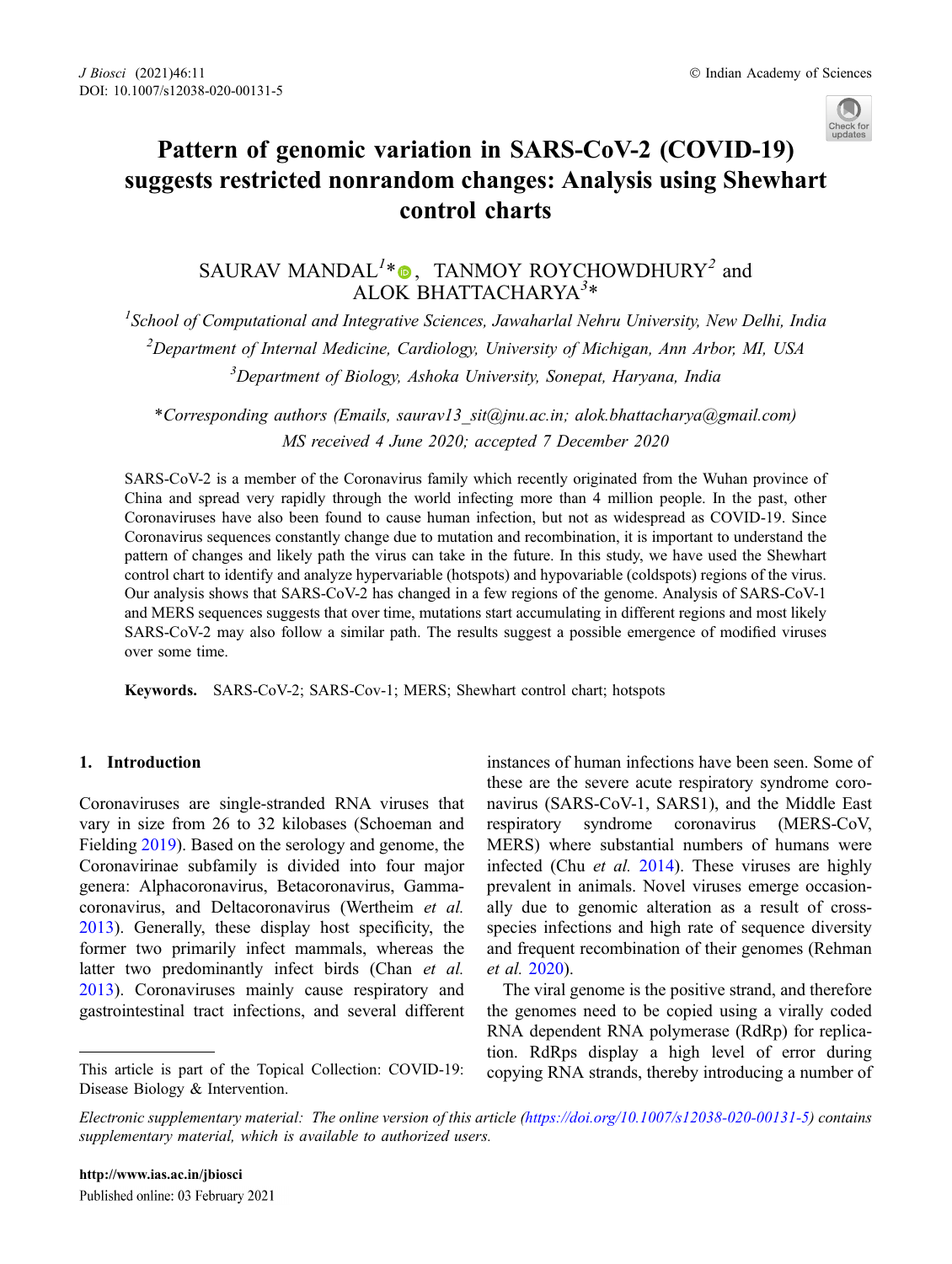# Pattern of genomic variation in SARS-CoV-2 (COVID-19) suggests restricted nonrandom changes: Analysis using Shewhart control charts

SAURAV MANDAL[1]*, TANMOY ROYCHOWDHURY[2] and ALOK BHATTACHARYA[3]*

[1]*School of Computational and Integrative Sciences, Jawaharlal Nehru University, New Delhi, India*

[2]*Department of Internal Medicine, Cardiology, University of Michigan, Ann Arbor, MI, USA*

[3]*Department of Biology, Ashoka University, Sonepat, Haryana, India*

**Corresponding authors (Emails, saurav13_sit@jnu.ac.in; alok.bhattacharya@gmail.com)*

*MS received 4 June 2020; accepted 7 December 2020*

SARS-CoV-2 is a member of the Coronavirus family which recently originated from the Wuhan province of China and spread very rapidly through the world infecting more than 4 million people. In the past, other Coronaviruses have also been found to cause human infection, but not as widespread as COVID-19. Since Coronavirus sequences constantly change due to mutation and recombination, it is important to understand the pattern of changes and likely path the virus can take in the future. In this study, we have used the Shewhart control chart to identify and analyze hypervariable (hotspots) and hypovariable (coldspots) regions of the virus. Our analysis shows that SARS-CoV-2 has changed in a few regions of the genome. Analysis of SARS-CoV-1 and MERS sequences suggests that over time, mutations start accumulating in different regions and most likely SARS-CoV-2 may also follow a similar path. The results suggest a possible emergence of modified viruses over some time.

**Keywords.** SARS-CoV-2; SARS-Cov-1; MERS; Shewhart control chart; hotspots

## 1. Introduction

Coronaviruses are single-stranded RNA viruses that vary in size from 26 to 32 kilobases (Schoeman and Fielding 2019). Based on the serology and genome, the Coronavirinae subfamily is divided into four major genera: Alphacoronavirus, Betacoronavirus, Gammacoronavirus, and Deltacoronavirus (Wertheim *et al.* 2013). Generally, these display host specificity, the former two primarily infect mammals, whereas the latter two predominantly infect birds (Chan *et al.* 2013). Coronaviruses mainly cause respiratory and gastrointestinal tract infections, and several different instances of human infections have been seen. Some of these are the severe acute respiratory syndrome coronavirus (SARS-CoV-1, SARS1), and the Middle East respiratory syndrome coronavirus (MERS-CoV, MERS) where substantial numbers of humans were infected (Chu *et al.* 2014). These viruses are highly prevalent in animals. Novel viruses emerge occasionally due to genomic alteration as a result of cross-species infections and high rate of sequence diversity and frequent recombination of their genomes (Rehman *et al.* 2020).

The viral genome is the positive strand, and therefore the genomes need to be copied using a virally coded RNA dependent RNA polymerase (RdRp) for replication. RdRps display a high level of error during copying RNA strands, thereby introducing a number of

This article is part of the Topical Collection: COVID-19: Disease Biology & Intervention.

*Electronic supplementary material: The online version of this article (https://doi.org/10.1007/s12038-020-00131-5) contains supplementary material, which is available to authorized users.*

Published online: 03 February 2021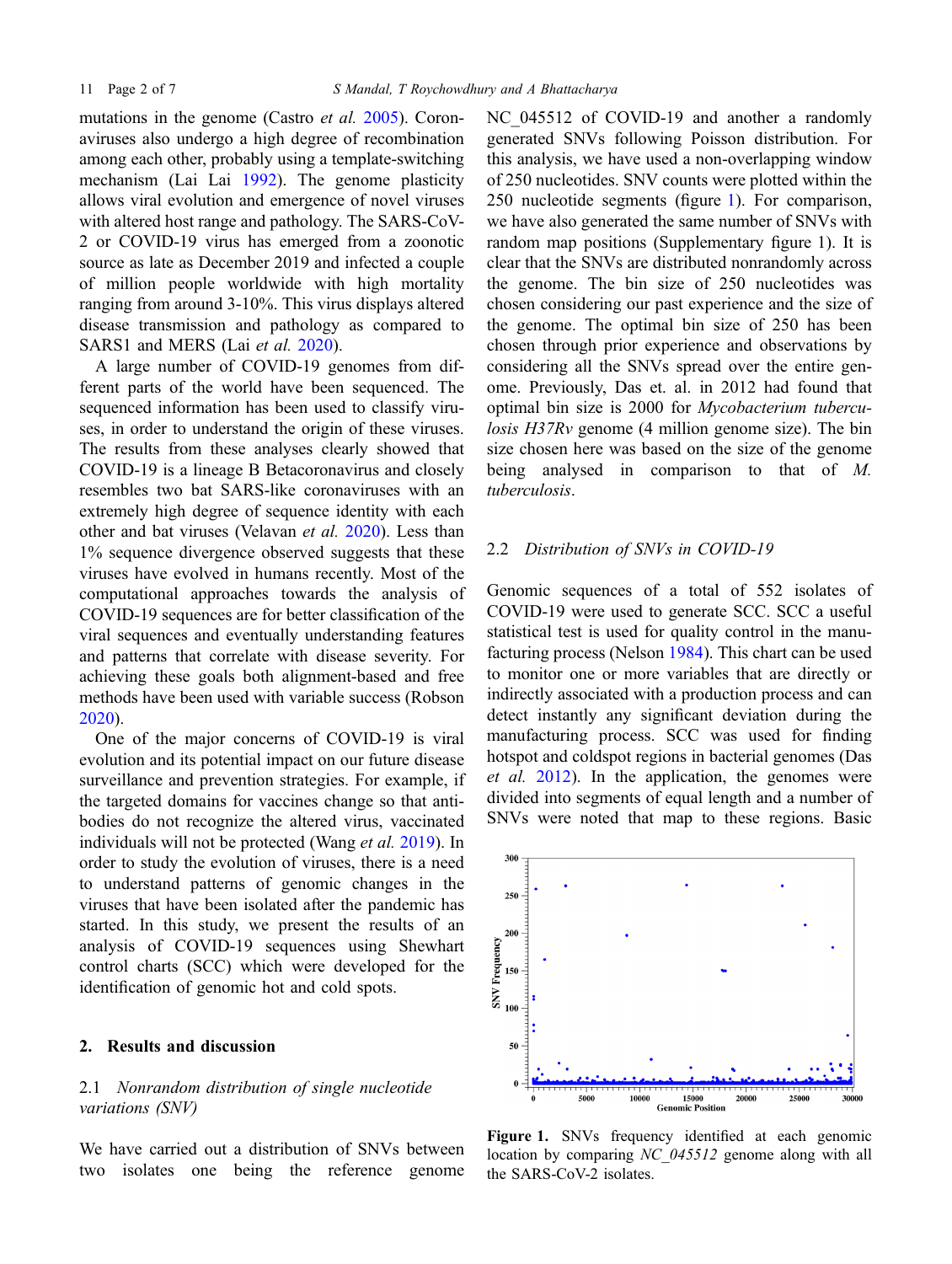mutations in the genome (Castro *et al.* 2005). Coronaviruses also undergo a high degree of recombination among each other, probably using a template-switching mechanism (Lai Lai 1992). The genome plasticity allows viral evolution and emergence of novel viruses with altered host range and pathology. The SARS-CoV-2 or COVID-19 virus has emerged from a zoonotic source as late as December 2019 and infected a couple of million people worldwide with high mortality ranging from around 3-10%. This virus displays altered disease transmission and pathology as compared to SARS1 and MERS (Lai *et al.* 2020).

A large number of COVID-19 genomes from different parts of the world have been sequenced. The sequenced information has been used to classify viruses, in order to understand the origin of these viruses. The results from these analyses clearly showed that COVID-19 is a lineage B Betacoronavirus and closely resembles two bat SARS-like coronaviruses with an extremely high degree of sequence identity with each other and bat viruses (Velavan *et al.* 2020). Less than 1% sequence divergence observed suggests that these viruses have evolved in humans recently. Most of the computational approaches towards the analysis of COVID-19 sequences are for better classification of the viral sequences and eventually understanding features and patterns that correlate with disease severity. For achieving these goals both alignment-based and free methods have been used with variable success (Robson 2020).

One of the major concerns of COVID-19 is viral evolution and its potential impact on our future disease surveillance and prevention strategies. For example, if the targeted domains for vaccines change so that antibodies do not recognize the altered virus, vaccinated individuals will not be protected (Wang *et al.* 2019). In order to study the evolution of viruses, there is a need to understand patterns of genomic changes in the viruses that have been isolated after the pandemic has started. In this study, we present the results of an analysis of COVID-19 sequences using Shewhart control charts (SCC) which were developed for the identification of genomic hot and cold spots.

## 2. Results and discussion

### 2.1 *Nonrandom distribution of single nucleotide variations (SNV)*

We have carried out a distribution of SNVs between two isolates one being the reference genome NC_045512 of COVID-19 and another a randomly generated SNVs following Poisson distribution. For this analysis, we have used a non-overlapping window of 250 nucleotides. SNV counts were plotted within the 250 nucleotide segments (figure 1). For comparison, we have also generated the same number of SNVs with random map positions (Supplementary figure 1). It is clear that the SNVs are distributed nonrandomly across the genome. The bin size of 250 nucleotides was chosen considering our past experience and the size of the genome. The optimal bin size of 250 has been chosen through prior experience and observations by considering all the SNVs spread over the entire genome. Previously, Das et. al. in 2012 had found that optimal bin size is 2000 for *Mycobacterium tuberculosis H37Rv* genome (4 million genome size). The bin size chosen here was based on the size of the genome being analysed in comparison to that of *M. tuberculosis*.

### 2.2 *Distribution of SNVs in COVID-19*

Genomic sequences of a total of 552 isolates of COVID-19 were used to generate SCC. SCC a useful statistical test is used for quality control in the manufacturing process (Nelson 1984). This chart can be used to monitor one or more variables that are directly or indirectly associated with a production process and can detect instantly any significant deviation during the manufacturing process. SCC was used for finding hotspot and coldspot regions in bacterial genomes (Das *et al.* 2012). In the application, the genomes were divided into segments of equal length and a number of SNVs were noted that map to these regions. Basic

**Figure 1.** SNVs frequency identified at each genomic location by comparing *NC_045512* genome along with all the SARS-CoV-2 isolates.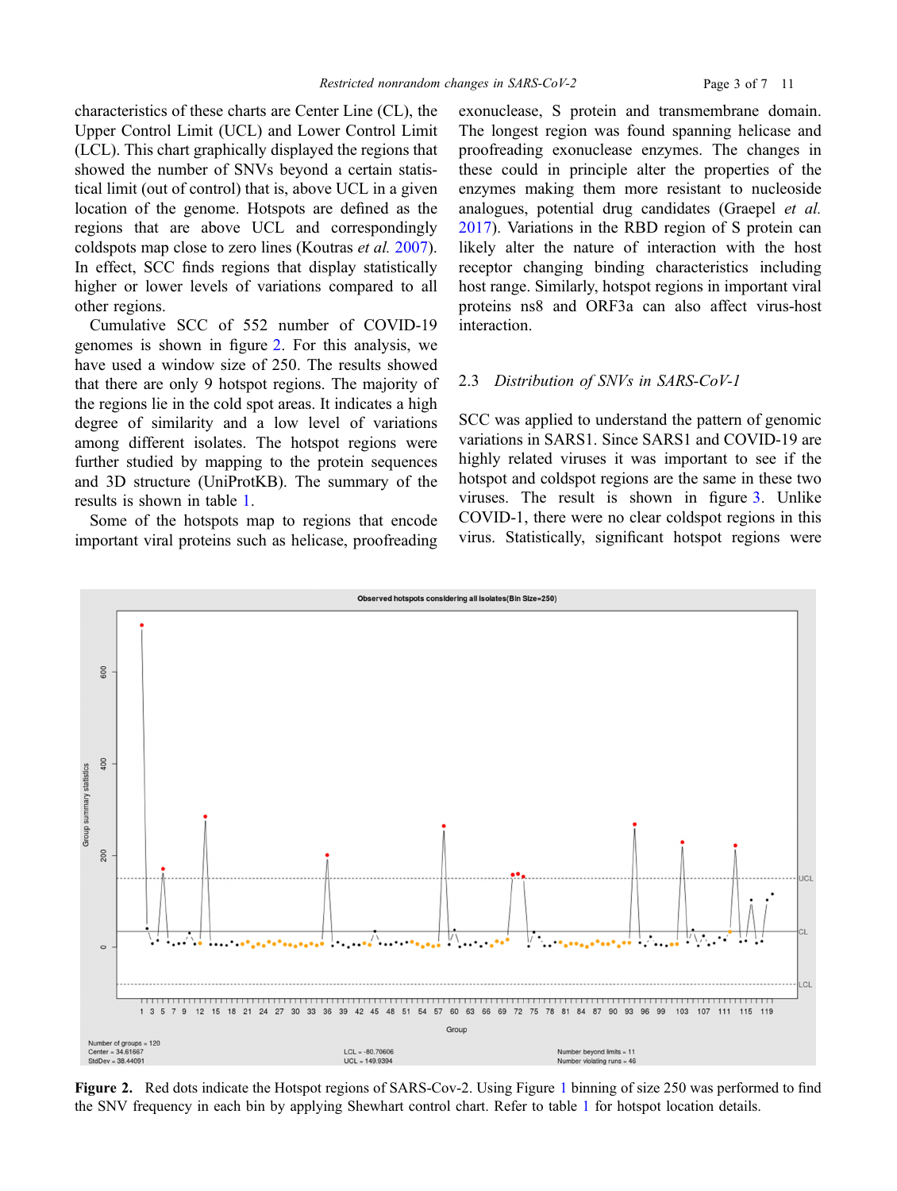characteristics of these charts are Center Line (CL), the Upper Control Limit (UCL) and Lower Control Limit (LCL). This chart graphically displayed the regions that showed the number of SNVs beyond a certain statistical limit (out of control) that is, above UCL in a given location of the genome. Hotspots are defined as the regions that are above UCL and correspondingly coldspots map close to zero lines (Koutras *et al.* 2007). In effect, SCC finds regions that display statistically higher or lower levels of variations compared to all other regions.

Cumulative SCC of 552 number of COVID-19 genomes is shown in figure 2. For this analysis, we have used a window size of 250. The results showed that there are only 9 hotspot regions. The majority of the regions lie in the cold spot areas. It indicates a high degree of similarity and a low level of variations among different isolates. The hotspot regions were further studied by mapping to the protein sequences and 3D structure (UniProtKB). The summary of the results is shown in table 1.

Some of the hotspots map to regions that encode important viral proteins such as helicase, proofreading exonuclease, S protein and transmembrane domain. The longest region was found spanning helicase and proofreading exonuclease enzymes. The changes in these could in principle alter the properties of the enzymes making them more resistant to nucleoside analogues, potential drug candidates (Graepel *et al.* 2017). Variations in the RBD region of S protein can likely alter the nature of interaction with the host receptor changing binding characteristics including host range. Similarly, hotspot regions in important viral proteins ns8 and ORF3a can also affect virus-host interaction.

### 2.3 *Distribution of SNVs in SARS-CoV-1*

SCC was applied to understand the pattern of genomic variations in SARS1. Since SARS1 and COVID-19 are highly related viruses it was important to see if the hotspot and coldspot regions are the same in these two viruses. The result is shown in figure 3. Unlike COVID-1, there were no clear coldspot regions in this virus. Statistically, significant hotspot regions were

**Figure 2.** Red dots indicate the Hotspot regions of SARS-Cov-2. Using Figure 1 binning of size 250 was performed to find the SNV frequency in each bin by applying Shewhart control chart. Refer to table 1 for hotspot location details.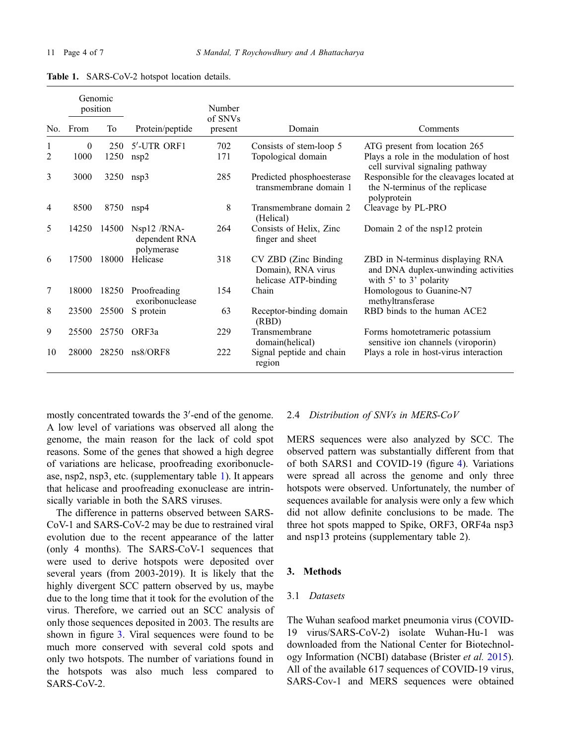**Table 1.** SARS-CoV-2 hotspot location details.

| No. | Genomic position | | Protein/peptide | Number of SNVs present | Domain | Comments |
|---|---|---|---|---|---|---|
| | From | To | | | | |
| 1 | 0 | 250 | 5′-UTR ORF1 | 702 | Consists of stem-loop 5 | ATG present from location 265 |
| 2 | 1000 | 1250 | nsp2 | 171 | Topological domain | Plays a role in the modulation of host cell survival signaling pathway |
| 3 | 3000 | 3250 | nsp3 | 285 | Predicted phosphoesterase transmembrane domain 1 | Responsible for the cleavages located at the N-terminus of the replicase polyprotein |
| 4 | 8500 | 8750 | nsp4 | 8 | Transmembrane domain 2 (Helical) | Cleavage by PL-PRO |
| 5 | 14250 | 14500 | Nsp12 /RNA-dependent RNA polymerase | 264 | Consists of Helix, Zinc finger and sheet | Domain 2 of the nsp12 protein |
| 6 | 17500 | 18000 | Helicase | 318 | CV ZBD (Zinc Binding Domain), RNA virus helicase ATP-binding | ZBD in N-terminus displaying RNA and DNA duplex-unwinding activities with 5' to 3' polarity |
| 7 | 18000 | 18250 | Proofreading exoribonuclease | 154 | Chain | Homologous to Guanine-N7 methyltransferase |
| 8 | 23500 | 25500 | S protein | 63 | Receptor-binding domain (RBD) | RBD binds to the human ACE2 |
| 9 | 25500 | 25750 | ORF3a | 229 | Transmembrane domain(helical) | Forms homotetrameric potassium sensitive ion channels (viroporin) |
| 10 | 28000 | 28250 | ns8/ORF8 | 222 | Signal peptide and chain region | Plays a role in host-virus interaction |

mostly concentrated towards the 3′-end of the genome. A low level of variations was observed all along the genome, the main reason for the lack of cold spot reasons. Some of the genes that showed a high degree of variations are helicase, proofreading exoribonuclease, nsp2, nsp3, etc. (supplementary table 1). It appears that helicase and proofreading exonuclease are intrinsically variable in both the SARS viruses.

The difference in patterns observed between SARS-CoV-1 and SARS-CoV-2 may be due to restrained viral evolution due to the recent appearance of the latter (only 4 months). The SARS-CoV-1 sequences that were used to derive hotspots were deposited over several years (from 2003-2019). It is likely that the highly divergent SCC pattern observed by us, maybe due to the long time that it took for the evolution of the virus. Therefore, we carried out an SCC analysis of only those sequences deposited in 2003. The results are shown in figure 3. Viral sequences were found to be much more conserved with several cold spots and only two hotspots. The number of variations found in the hotspots was also much less compared to SARS-CoV-2.

### 2.4 *Distribution of SNVs in MERS-CoV*

MERS sequences were also analyzed by SCC. The observed pattern was substantially different from that of both SARS1 and COVID-19 (figure 4). Variations were spread all across the genome and only three hotspots were observed. Unfortunately, the number of sequences available for analysis were only a few which did not allow definite conclusions to be made. The three hot spots mapped to Spike, ORF3, ORF4a nsp3 and nsp13 proteins (supplementary table 2).

## 3. Methods

### 3.1 *Datasets*

The Wuhan seafood market pneumonia virus (COVID-19 virus/SARS-CoV-2) isolate Wuhan-Hu-1 was downloaded from the National Center for Biotechnology Information (NCBI) database (Brister *et al.* 2015). All of the available 617 sequences of COVID-19 virus, SARS-Cov-1 and MERS sequences were obtained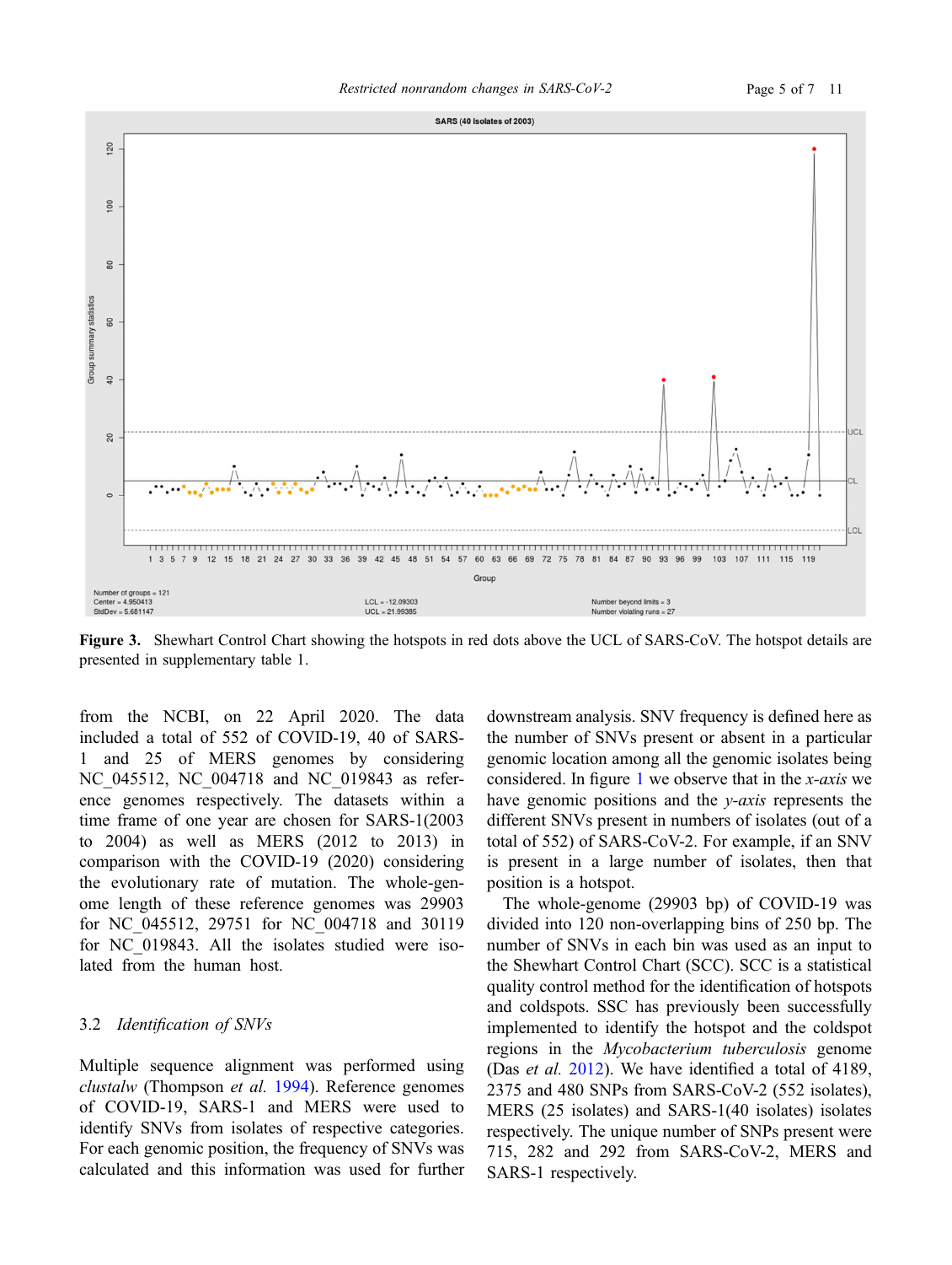**Figure 3.** Shewhart Control Chart showing the hotspots in red dots above the UCL of SARS-CoV. The hotspot details are presented in supplementary table 1.

from the NCBI, on 22 April 2020. The data included a total of 552 of COVID-19, 40 of SARS-1 and 25 of MERS genomes by considering NC_045512, NC_004718 and NC_019843 as reference genomes respectively. The datasets within a time frame of one year are chosen for SARS-1(2003 to 2004) as well as MERS (2012 to 2013) in comparison with the COVID-19 (2020) considering the evolutionary rate of mutation. The whole-genome length of these reference genomes was 29903 for NC_045512, 29751 for NC_004718 and 30119 for NC_019843. All the isolates studied were isolated from the human host.

### 3.2 *Identification of SNVs*

Multiple sequence alignment was performed using *clustalw* (Thompson *et al.* 1994). Reference genomes of COVID-19, SARS-1 and MERS were used to identify SNVs from isolates of respective categories. For each genomic position, the frequency of SNVs was calculated and this information was used for further downstream analysis. SNV frequency is defined here as the number of SNVs present or absent in a particular genomic location among all the genomic isolates being considered. In figure 1 we observe that in the *x-axis* we have genomic positions and the *y-axis* represents the different SNVs present in numbers of isolates (out of a total of 552) of SARS-CoV-2. For example, if an SNV is present in a large number of isolates, then that position is a hotspot.

The whole-genome (29903 bp) of COVID-19 was divided into 120 non-overlapping bins of 250 bp. The number of SNVs in each bin was used as an input to the Shewhart Control Chart (SCC). SCC is a statistical quality control method for the identification of hotspots and coldspots. SSC has previously been successfully implemented to identify the hotspot and the coldspot regions in the *Mycobacterium tuberculosis* genome (Das *et al.* 2012). We have identified a total of 4189, 2375 and 480 SNPs from SARS-CoV-2 (552 isolates), MERS (25 isolates) and SARS-1(40 isolates) isolates respectively. The unique number of SNPs present were 715, 282 and 292 from SARS-CoV-2, MERS and SARS-1 respectively.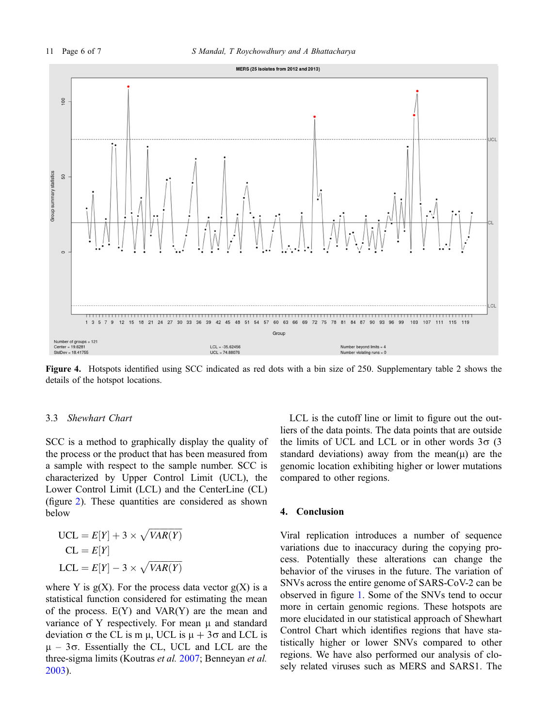**Figure 4.** Hotspots identified using SCC indicated as red dots with a bin size of 250. Supplementary table 2 shows the details of the hotspot locations.

### 3.3 *Shewhart Chart*

SCC is a method to graphically display the quality of the process or the product that has been measured from a sample with respect to the sample number. SCC is characterized by Upper Control Limit (UCL), the Lower Control Limit (LCL) and the CenterLine (CL) (figure 2). These quantities are considered as shown below

$$\mathrm{UCL} = E[Y] + 3 \times \sqrt{VAR(Y)}$$
$$\mathrm{CL} = E[Y]$$
$$\mathrm{LCL} = E[Y] - 3 \times \sqrt{VAR(Y)}$$

where Y is g(X). For the process data vector g(X) is a statistical function considered for estimating the mean of the process. E(Y) and VAR(Y) are the mean and variance of Y respectively. For mean $\mu$ and standard deviation $\sigma$ the CL is m $\mu$, UCL is $\mu + 3\sigma$ and LCL is $\mu - 3\sigma$. Essentially the CL, UCL and LCL are the three-sigma limits (Koutras *et al.* 2007; Benneyan *et al.* 2003).

LCL is the cutoff line or limit to figure out the outliers of the data points. The data points that are outside the limits of UCL and LCL or in other words $3\sigma$ (3 standard deviations) away from the mean($\mu$) are the genomic location exhibiting higher or lower mutations compared to other regions.

## 4. Conclusion

Viral replication introduces a number of sequence variations due to inaccuracy during the copying process. Potentially these alterations can change the behavior of the viruses in the future. The variation of SNVs across the entire genome of SARS-CoV-2 can be observed in figure 1. Some of the SNVs tend to occur more in certain genomic regions. These hotspots are more elucidated in our statistical approach of Shewhart Control Chart which identifies regions that have statistically higher or lower SNVs compared to other regions. We have also performed our analysis of closely related viruses such as MERS and SARS1. The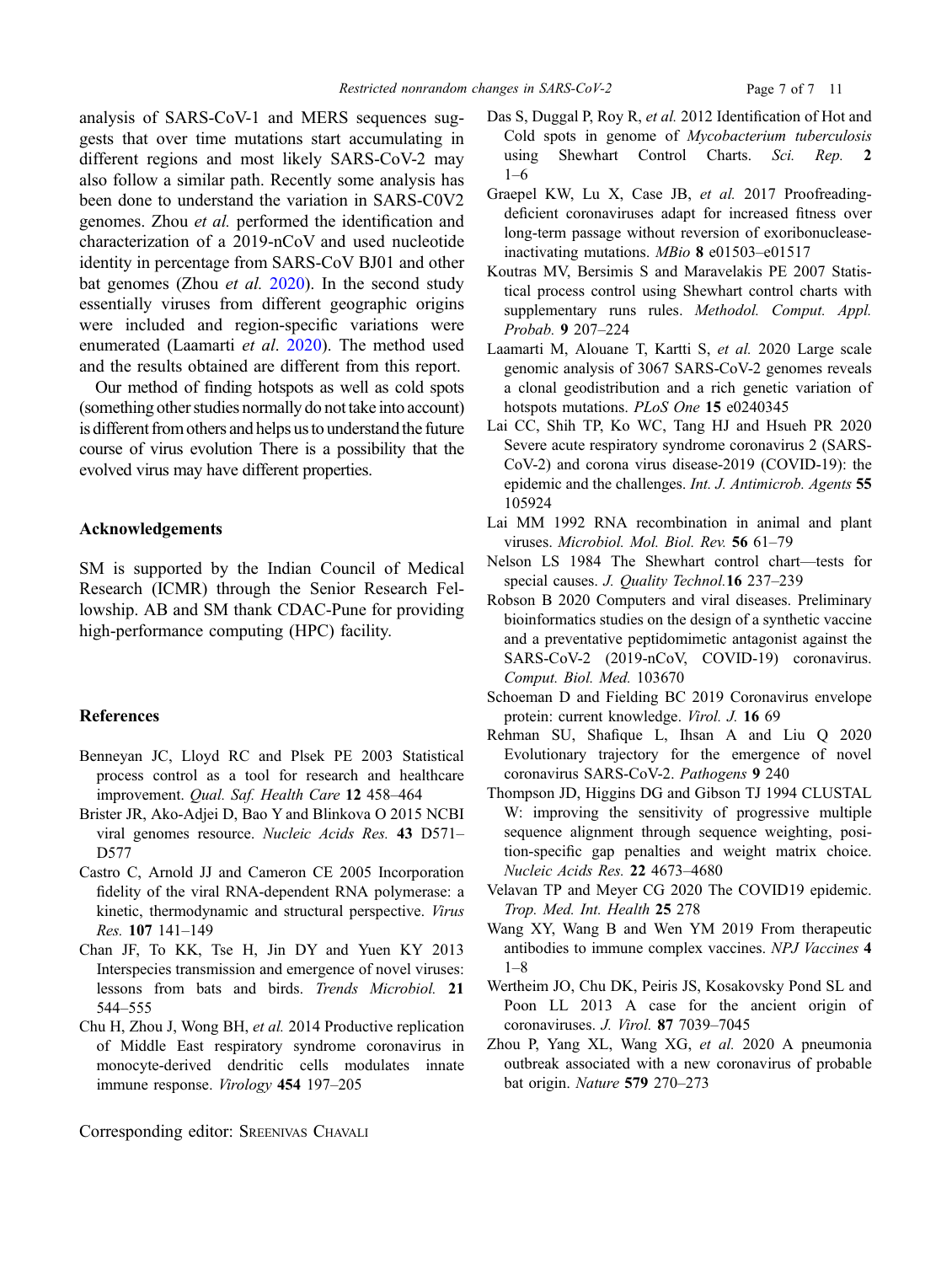analysis of SARS-CoV-1 and MERS sequences suggests that over time mutations start accumulating in different regions and most likely SARS-CoV-2 may also follow a similar path. Recently some analysis has been done to understand the variation in SARS-C0V2 genomes. Zhou *et al.* performed the identification and characterization of a 2019-nCoV and used nucleotide identity in percentage from SARS-CoV BJ01 and other bat genomes (Zhou *et al.* 2020). In the second study essentially viruses from different geographic origins were included and region-specific variations were enumerated (Laamarti *et al*. 2020). The method used and the results obtained are different from this report.

Our method of finding hotspots as well as cold spots (something other studies normally do not take into account) is different from others and helps us to understand the future course of virus evolution There is a possibility that the evolved virus may have different properties.

## Acknowledgements

SM is supported by the Indian Council of Medical Research (ICMR) through the Senior Research Fellowship. AB and SM thank CDAC-Pune for providing high-performance computing (HPC) facility.

## References

Benneyan JC, Lloyd RC and Plsek PE 2003 Statistical process control as a tool for research and healthcare improvement. *Qual. Saf. Health Care* **12** 458–464

Brister JR, Ako-Adjei D, Bao Y and Blinkova O 2015 NCBI viral genomes resource. *Nucleic Acids Res.* **43** D571–D577

Castro C, Arnold JJ and Cameron CE 2005 Incorporation fidelity of the viral RNA-dependent RNA polymerase: a kinetic, thermodynamic and structural perspective. *Virus Res.* **107** 141–149

Chan JF, To KK, Tse H, Jin DY and Yuen KY 2013 Interspecies transmission and emergence of novel viruses: lessons from bats and birds. *Trends Microbiol.* **21** 544–555

Chu H, Zhou J, Wong BH, *et al.* 2014 Productive replication of Middle East respiratory syndrome coronavirus in monocyte-derived dendritic cells modulates innate immune response. *Virology* **454** 197–205

Das S, Duggal P, Roy R, *et al.* 2012 Identification of Hot and Cold spots in genome of *Mycobacterium tuberculosis* using Shewhart Control Charts. *Sci. Rep.* **2** 1–6

Graepel KW, Lu X, Case JB, *et al.* 2017 Proofreading-deficient coronaviruses adapt for increased fitness over long-term passage without reversion of exoribonuclease-inactivating mutations. *MBio* **8** e01503–e01517

Koutras MV, Bersimis S and Maravelakis PE 2007 Statistical process control using Shewhart control charts with supplementary runs rules. *Methodol. Comput. Appl. Probab.* **9** 207–224

Laamarti M, Alouane T, Kartti S, *et al.* 2020 Large scale genomic analysis of 3067 SARS-CoV-2 genomes reveals a clonal geodistribution and a rich genetic variation of hotspots mutations. *PLoS One* **15** e0240345

Lai CC, Shih TP, Ko WC, Tang HJ and Hsueh PR 2020 Severe acute respiratory syndrome coronavirus 2 (SARS-CoV-2) and corona virus disease-2019 (COVID-19): the epidemic and the challenges. *Int. J. Antimicrob. Agents* **55** 105924

Lai MM 1992 RNA recombination in animal and plant viruses. *Microbiol. Mol. Biol. Rev.* **56** 61–79

Nelson LS 1984 The Shewhart control chart—tests for special causes. *J. Quality Technol.* **16** 237–239

Robson B 2020 Computers and viral diseases. Preliminary bioinformatics studies on the design of a synthetic vaccine and a preventative peptidomimetic antagonist against the SARS-CoV-2 (2019-nCoV, COVID-19) coronavirus. *Comput. Biol. Med.* 103670

Schoeman D and Fielding BC 2019 Coronavirus envelope protein: current knowledge. *Virol. J.* **16** 69

Rehman SU, Shafique L, Ihsan A and Liu Q 2020 Evolutionary trajectory for the emergence of novel coronavirus SARS-CoV-2. *Pathogens* **9** 240

Thompson JD, Higgins DG and Gibson TJ 1994 CLUSTAL W: improving the sensitivity of progressive multiple sequence alignment through sequence weighting, position-specific gap penalties and weight matrix choice. *Nucleic Acids Res.* **22** 4673–4680

Velavan TP and Meyer CG 2020 The COVID19 epidemic. *Trop. Med. Int. Health* **25** 278

Wang XY, Wang B and Wen YM 2019 From therapeutic antibodies to immune complex vaccines. *NPJ Vaccines* **4** 1–8

Wertheim JO, Chu DK, Peiris JS, Kosakovsky Pond SL and Poon LL 2013 A case for the ancient origin of coronaviruses. *J. Virol.* **87** 7039–7045

Zhou P, Yang XL, Wang XG, *et al.* 2020 A pneumonia outbreak associated with a new coronavirus of probable bat origin. *Nature* **579** 270–273

Corresponding editor: Sreenivas Chavali